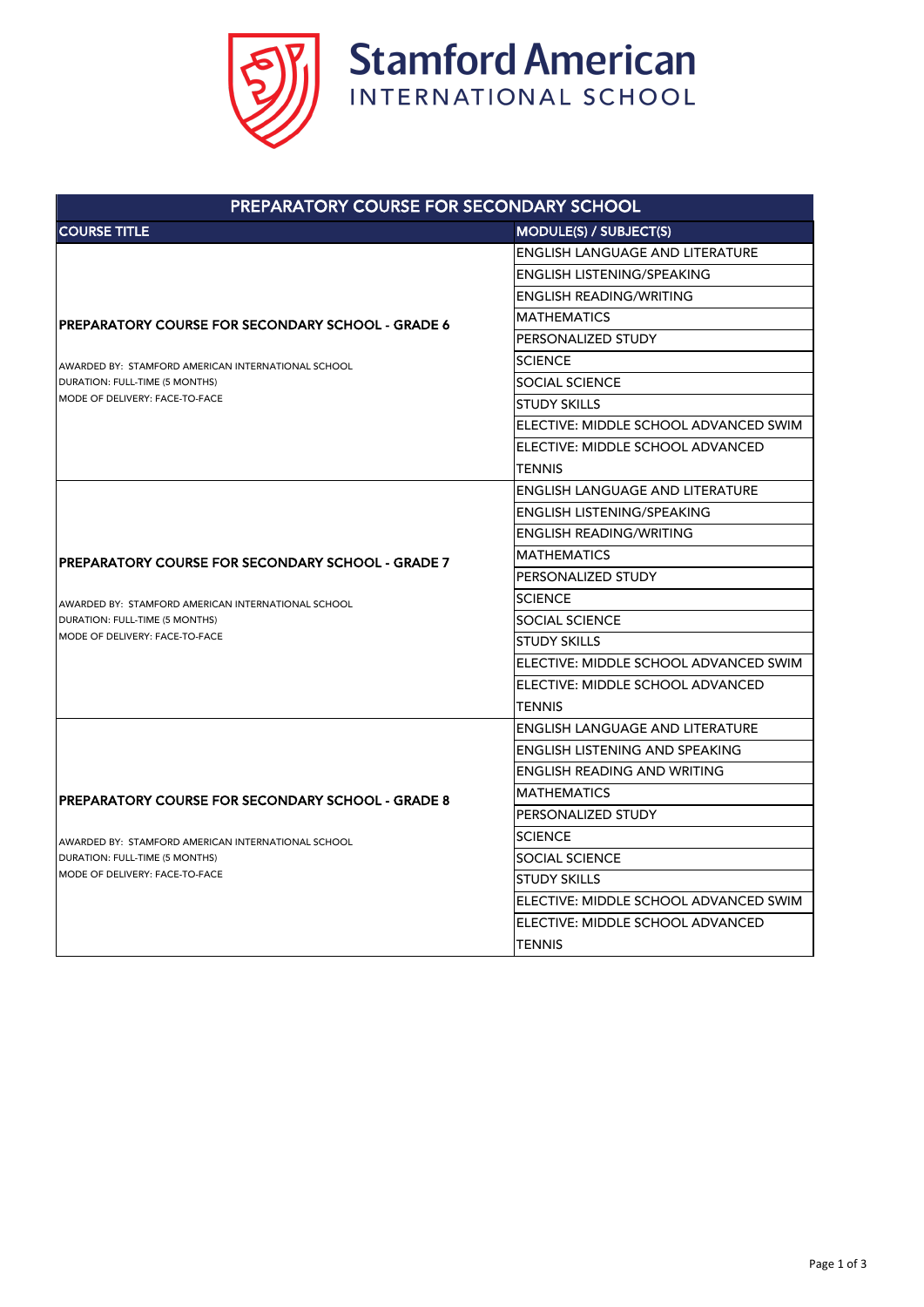# Stamford American INTERNATIONAL SCHOOL

| PREPARATORY COURSE FOR SECONDARY SCHOOL | |
|---|---|
| **COURSE TITLE** | **MODULE(S) / SUBJECT(S)** |
| **PREPARATORY COURSE FOR SECONDARY SCHOOL - GRADE 6**<br><br>AWARDED BY: STAMFORD AMERICAN INTERNATIONAL SCHOOL<br>DURATION: FULL-TIME (5 MONTHS)<br>MODE OF DELIVERY: FACE-TO-FACE | ENGLISH LANGUAGE AND LITERATURE |
| | ENGLISH LISTENING/SPEAKING |
| | ENGLISH READING/WRITING |
| | MATHEMATICS |
| | PERSONALIZED STUDY |
| | SCIENCE |
| | SOCIAL SCIENCE |
| | STUDY SKILLS |
| | ELECTIVE: MIDDLE SCHOOL ADVANCED SWIM |
| | ELECTIVE: MIDDLE SCHOOL ADVANCED TENNIS |
| **PREPARATORY COURSE FOR SECONDARY SCHOOL - GRADE 7**<br><br>AWARDED BY: STAMFORD AMERICAN INTERNATIONAL SCHOOL<br>DURATION: FULL-TIME (5 MONTHS)<br>MODE OF DELIVERY: FACE-TO-FACE | ENGLISH LANGUAGE AND LITERATURE |
| | ENGLISH LISTENING/SPEAKING |
| | ENGLISH READING/WRITING |
| | MATHEMATICS |
| | PERSONALIZED STUDY |
| | SCIENCE |
| | SOCIAL SCIENCE |
| | STUDY SKILLS |
| | ELECTIVE: MIDDLE SCHOOL ADVANCED SWIM |
| | ELECTIVE: MIDDLE SCHOOL ADVANCED TENNIS |
| **PREPARATORY COURSE FOR SECONDARY SCHOOL - GRADE 8**<br><br>AWARDED BY: STAMFORD AMERICAN INTERNATIONAL SCHOOL<br>DURATION: FULL-TIME (5 MONTHS)<br>MODE OF DELIVERY: FACE-TO-FACE | ENGLISH LANGUAGE AND LITERATURE |
| | ENGLISH LISTENING AND SPEAKING |
| | ENGLISH READING AND WRITING |
| | MATHEMATICS |
| | PERSONALIZED STUDY |
| | SCIENCE |
| | SOCIAL SCIENCE |
| | STUDY SKILLS |
| | ELECTIVE: MIDDLE SCHOOL ADVANCED SWIM |
| | ELECTIVE: MIDDLE SCHOOL ADVANCED TENNIS |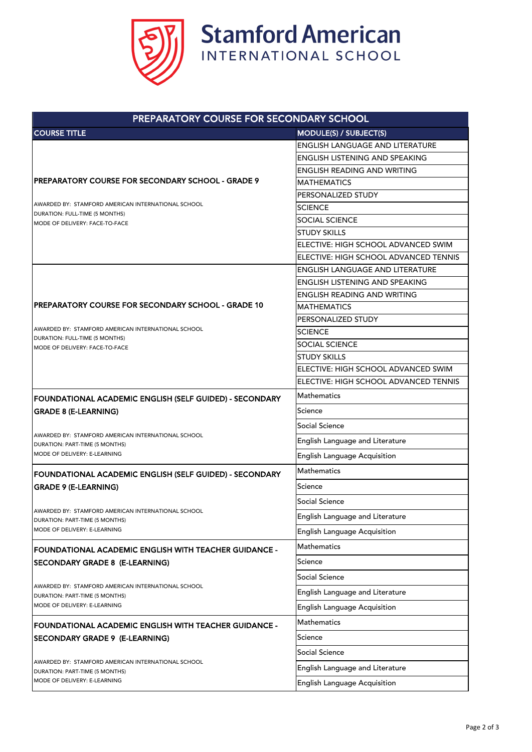# PREPARATORY COURSE FOR SECONDARY SCHOOL

| COURSE TITLE | MODULE(S) / SUBJECT(S) |
|---|---|
| **PREPARATORY COURSE FOR SECONDARY SCHOOL - GRADE 9**<br><br>AWARDED BY: STAMFORD AMERICAN INTERNATIONAL SCHOOL<br>DURATION: FULL-TIME (5 MONTHS)<br>MODE OF DELIVERY: FACE-TO-FACE | ENGLISH LANGUAGE AND LITERATURE |
| | ENGLISH LISTENING AND SPEAKING |
| | ENGLISH READING AND WRITING |
| | MATHEMATICS |
| | PERSONALIZED STUDY |
| | SCIENCE |
| | SOCIAL SCIENCE |
| | STUDY SKILLS |
| | ELECTIVE: HIGH SCHOOL ADVANCED SWIM |
| | ELECTIVE: HIGH SCHOOL ADVANCED TENNIS |
| **PREPARATORY COURSE FOR SECONDARY SCHOOL - GRADE 10**<br><br>AWARDED BY: STAMFORD AMERICAN INTERNATIONAL SCHOOL<br>DURATION: FULL-TIME (5 MONTHS)<br>MODE OF DELIVERY: FACE-TO-FACE | ENGLISH LANGUAGE AND LITERATURE |
| | ENGLISH LISTENING AND SPEAKING |
| | ENGLISH READING AND WRITING |
| | MATHEMATICS |
| | PERSONALIZED STUDY |
| | SCIENCE |
| | SOCIAL SCIENCE |
| | STUDY SKILLS |
| | ELECTIVE: HIGH SCHOOL ADVANCED SWIM |
| | ELECTIVE: HIGH SCHOOL ADVANCED TENNIS |
| **FOUNDATIONAL ACADEMIC ENGLISH (SELF GUIDED) - SECONDARY GRADE 8 (E-LEARNING)**<br><br>AWARDED BY: STAMFORD AMERICAN INTERNATIONAL SCHOOL<br>DURATION: PART-TIME (5 MONTHS)<br>MODE OF DELIVERY: E-LEARNING | Mathematics |
| | Science |
| | Social Science |
| | English Language and Literature |
| | English Language Acquisition |
| **FOUNDATIONAL ACADEMIC ENGLISH (SELF GUIDED) - SECONDARY GRADE 9 (E-LEARNING)**<br><br>AWARDED BY: STAMFORD AMERICAN INTERNATIONAL SCHOOL<br>DURATION: PART-TIME (5 MONTHS)<br>MODE OF DELIVERY: E-LEARNING | Mathematics |
| | Science |
| | Social Science |
| | English Language and Literature |
| | English Language Acquisition |
| **FOUNDATIONAL ACADEMIC ENGLISH WITH TEACHER GUIDANCE - SECONDARY GRADE 8 (E-LEARNING)**<br><br>AWARDED BY: STAMFORD AMERICAN INTERNATIONAL SCHOOL<br>DURATION: PART-TIME (5 MONTHS)<br>MODE OF DELIVERY: E-LEARNING | Mathematics |
| | Science |
| | Social Science |
| | English Language and Literature |
| | English Language Acquisition |
| **FOUNDATIONAL ACADEMIC ENGLISH WITH TEACHER GUIDANCE - SECONDARY GRADE 9 (E-LEARNING)**<br><br>AWARDED BY: STAMFORD AMERICAN INTERNATIONAL SCHOOL<br>DURATION: PART-TIME (5 MONTHS)<br>MODE OF DELIVERY: E-LEARNING | Mathematics |
| | Science |
| | Social Science |
| | English Language and Literature |
| | English Language Acquisition |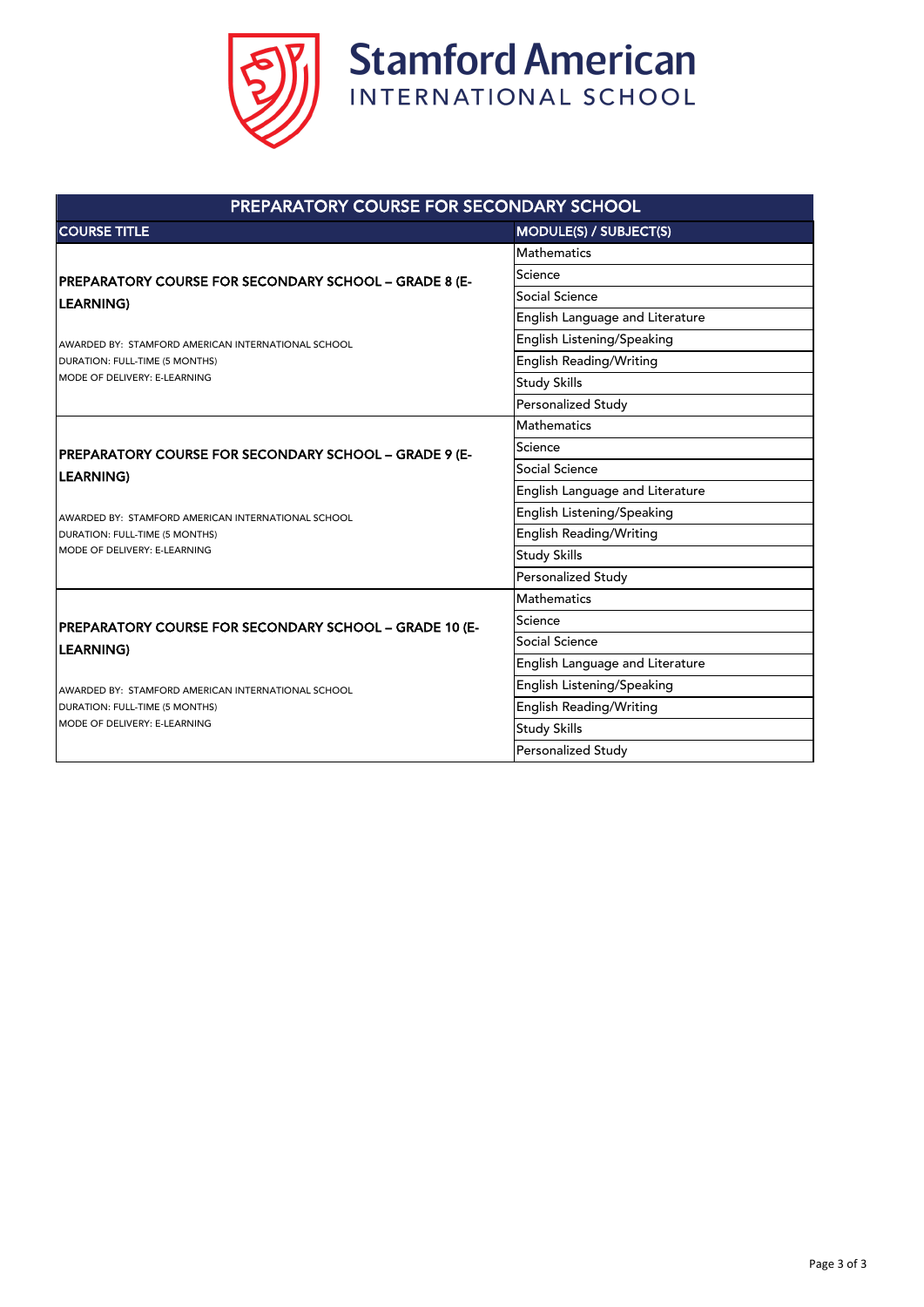Stamford American
INTERNATIONAL SCHOOL

## PREPARATORY COURSE FOR SECONDARY SCHOOL

| COURSE TITLE | MODULE(S) / SUBJECT(S) |
|---|---|
| **PREPARATORY COURSE FOR SECONDARY SCHOOL – GRADE 8 (E-LEARNING)**<br><br>AWARDED BY: STAMFORD AMERICAN INTERNATIONAL SCHOOL<br>DURATION: FULL-TIME (5 MONTHS)<br>MODE OF DELIVERY: E-LEARNING | Mathematics |
| | Science |
| | Social Science |
| | English Language and Literature |
| | English Listening/Speaking |
| | English Reading/Writing |
| | Study Skills |
| | Personalized Study |
| **PREPARATORY COURSE FOR SECONDARY SCHOOL – GRADE 9 (E-LEARNING)**<br><br>AWARDED BY: STAMFORD AMERICAN INTERNATIONAL SCHOOL<br>DURATION: FULL-TIME (5 MONTHS)<br>MODE OF DELIVERY: E-LEARNING | Mathematics |
| | Science |
| | Social Science |
| | English Language and Literature |
| | English Listening/Speaking |
| | English Reading/Writing |
| | Study Skills |
| | Personalized Study |
| **PREPARATORY COURSE FOR SECONDARY SCHOOL – GRADE 10 (E-LEARNING)**<br><br>AWARDED BY: STAMFORD AMERICAN INTERNATIONAL SCHOOL<br>DURATION: FULL-TIME (5 MONTHS)<br>MODE OF DELIVERY: E-LEARNING | Mathematics |
| | Science |
| | Social Science |
| | English Language and Literature |
| | English Listening/Speaking |
| | English Reading/Writing |
| | Study Skills |
| | Personalized Study |